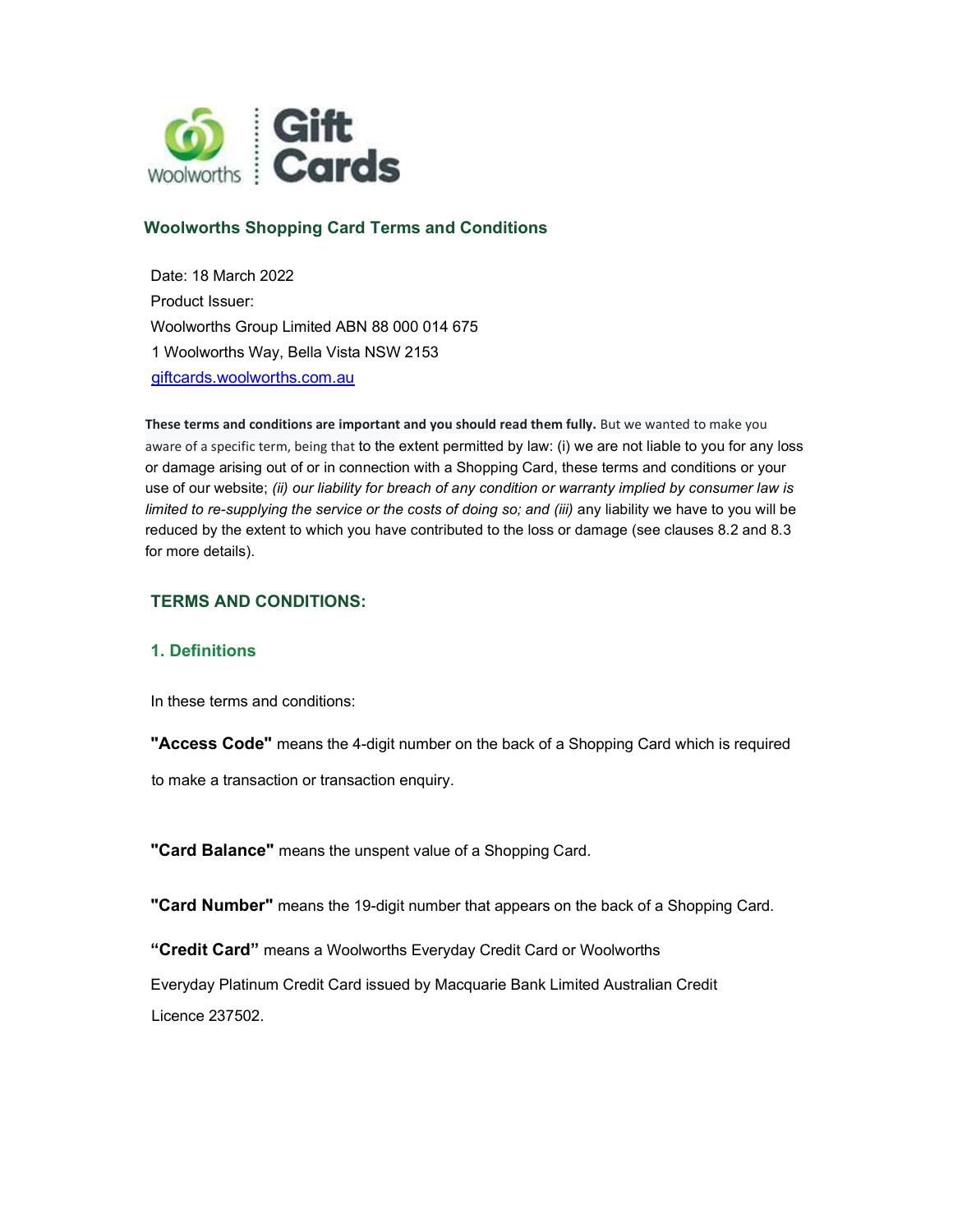## Woolworths Shopping Card Terms and Conditions

Date: 18 March 2022

Product Issuer:

Woolworths Group Limited ABN 88 000 014 675

1 Woolworths Way, Bella Vista NSW 2153

giftcards.woolworths.com.au

**These terms and conditions are important and you should read them fully.** But we wanted to make you aware of a specific term, being that to the extent permitted by law: (i) we are not liable to you for any loss or damage arising out of or in connection with a Shopping Card, these terms and conditions or your use of our website; *(ii) our liability for breach of any condition or warranty implied by consumer law is limited to re-supplying the service or the costs of doing so; and (iii)* any liability we have to you will be reduced by the extent to which you have contributed to the loss or damage (see clauses 8.2 and 8.3 for more details).

## TERMS AND CONDITIONS:

### 1. Definitions

In these terms and conditions:

**"Access Code"** means the 4-digit number on the back of a Shopping Card which is required to make a transaction or transaction enquiry.

**"Card Balance"** means the unspent value of a Shopping Card.

**"Card Number"** means the 19-digit number that appears on the back of a Shopping Card.

**"Credit Card"** means a Woolworths Everyday Credit Card or Woolworths Everyday Platinum Credit Card issued by Macquarie Bank Limited Australian Credit Licence 237502.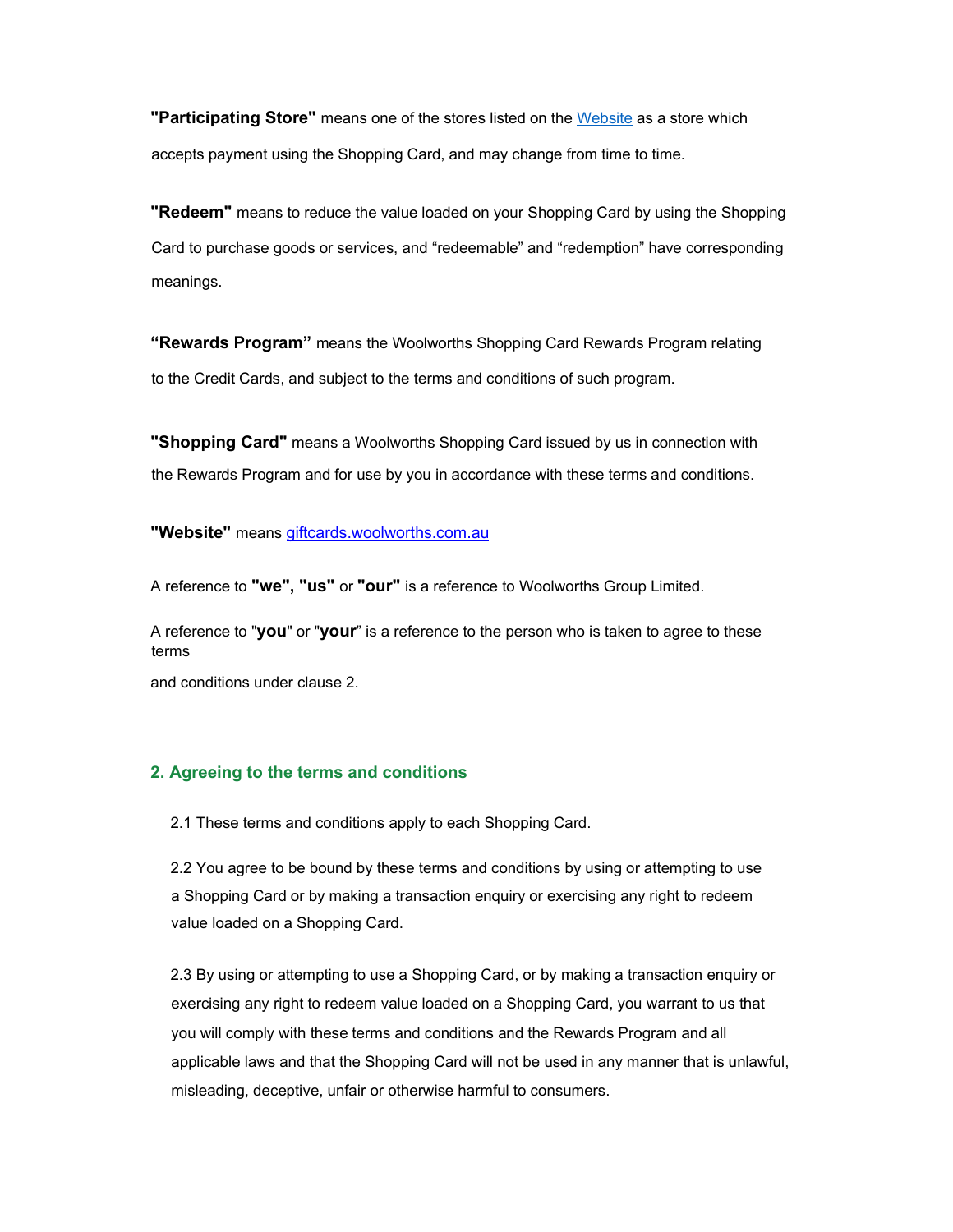**"Participating Store"** means one of the stores listed on the [Website](giftcards.woolworths.com.au) as a store which accepts payment using the Shopping Card, and may change from time to time.

**"Redeem"** means to reduce the value loaded on your Shopping Card by using the Shopping Card to purchase goods or services, and "redeemable" and "redemption" have corresponding meanings.

**"Rewards Program"** means the Woolworths Shopping Card Rewards Program relating to the Credit Cards, and subject to the terms and conditions of such program.

**"Shopping Card"** means a Woolworths Shopping Card issued by us in connection with the Rewards Program and for use by you in accordance with these terms and conditions.

**"Website"** means [giftcards.woolworths.com.au](giftcards.woolworths.com.au)

A reference to **"we", "us"** or **"our"** is a reference to Woolworths Group Limited.

A reference to "**you**" or "**your**" is a reference to the person who is taken to agree to these terms and conditions under clause 2.

## 2. Agreeing to the terms and conditions

2.1 These terms and conditions apply to each Shopping Card.

2.2 You agree to be bound by these terms and conditions by using or attempting to use a Shopping Card or by making a transaction enquiry or exercising any right to redeem value loaded on a Shopping Card.

2.3 By using or attempting to use a Shopping Card, or by making a transaction enquiry or exercising any right to redeem value loaded on a Shopping Card, you warrant to us that you will comply with these terms and conditions and the Rewards Program and all applicable laws and that the Shopping Card will not be used in any manner that is unlawful, misleading, deceptive, unfair or otherwise harmful to consumers.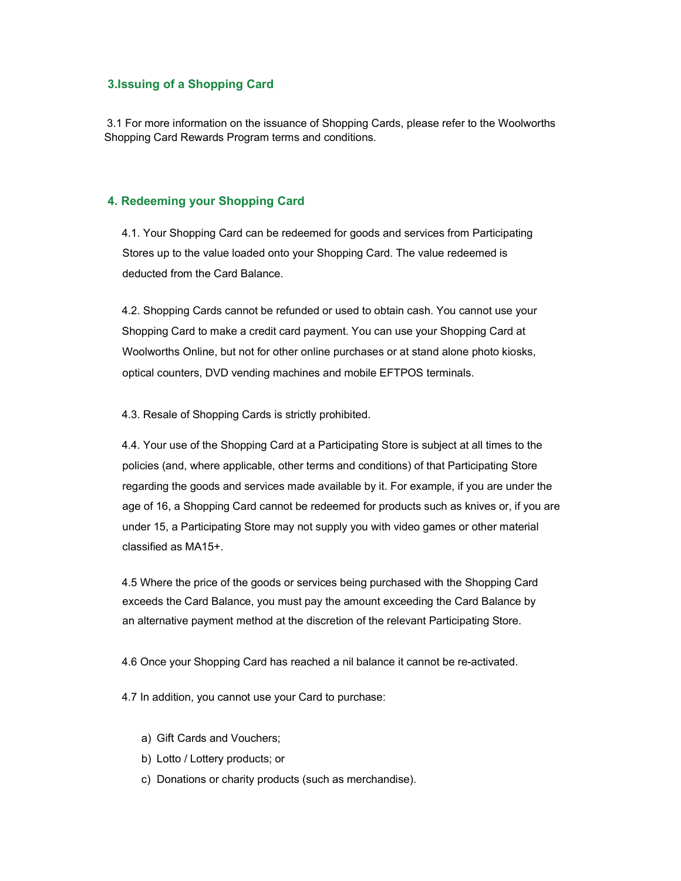## 3.Issuing of a Shopping Card

3.1 For more information on the issuance of Shopping Cards, please refer to the Woolworths Shopping Card Rewards Program terms and conditions.

## 4. Redeeming your Shopping Card

4.1. Your Shopping Card can be redeemed for goods and services from Participating Stores up to the value loaded onto your Shopping Card. The value redeemed is deducted from the Card Balance.

4.2. Shopping Cards cannot be refunded or used to obtain cash. You cannot use your Shopping Card to make a credit card payment. You can use your Shopping Card at Woolworths Online, but not for other online purchases or at stand alone photo kiosks, optical counters, DVD vending machines and mobile EFTPOS terminals.

4.3. Resale of Shopping Cards is strictly prohibited.

4.4. Your use of the Shopping Card at a Participating Store is subject at all times to the policies (and, where applicable, other terms and conditions) of that Participating Store regarding the goods and services made available by it. For example, if you are under the age of 16, a Shopping Card cannot be redeemed for products such as knives or, if you are under 15, a Participating Store may not supply you with video games or other material classified as MA15+.

4.5 Where the price of the goods or services being purchased with the Shopping Card exceeds the Card Balance, you must pay the amount exceeding the Card Balance by an alternative payment method at the discretion of the relevant Participating Store.

4.6 Once your Shopping Card has reached a nil balance it cannot be re-activated.

4.7 In addition, you cannot use your Card to purchase:

a) Gift Cards and Vouchers;
b) Lotto / Lottery products; or
c) Donations or charity products (such as merchandise).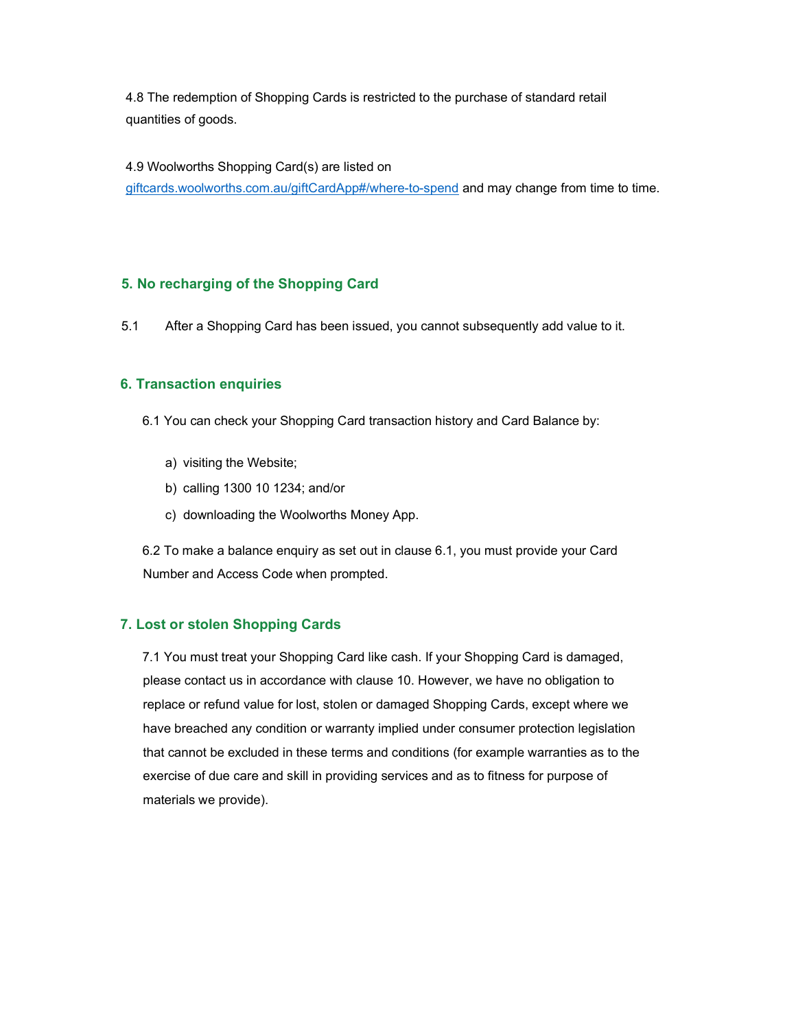4.8 The redemption of Shopping Cards is restricted to the purchase of standard retail quantities of goods.

4.9 Woolworths Shopping Card(s) are listed on [giftcards.woolworths.com.au/giftCardApp#/where-to-spend](giftcards.woolworths.com.au/giftCardApp#/where-to-spend) and may change from time to time.

## 5. No recharging of the Shopping Card

5.1 After a Shopping Card has been issued, you cannot subsequently add value to it.

## 6. Transaction enquiries

6.1 You can check your Shopping Card transaction history and Card Balance by:

a) visiting the Website;

b) calling 1300 10 1234; and/or

c) downloading the Woolworths Money App.

6.2 To make a balance enquiry as set out in clause 6.1, you must provide your Card Number and Access Code when prompted.

## 7. Lost or stolen Shopping Cards

7.1 You must treat your Shopping Card like cash. If your Shopping Card is damaged, please contact us in accordance with clause 10. However, we have no obligation to replace or refund value for lost, stolen or damaged Shopping Cards, except where we have breached any condition or warranty implied under consumer protection legislation that cannot be excluded in these terms and conditions (for example warranties as to the exercise of due care and skill in providing services and as to fitness for purpose of materials we provide).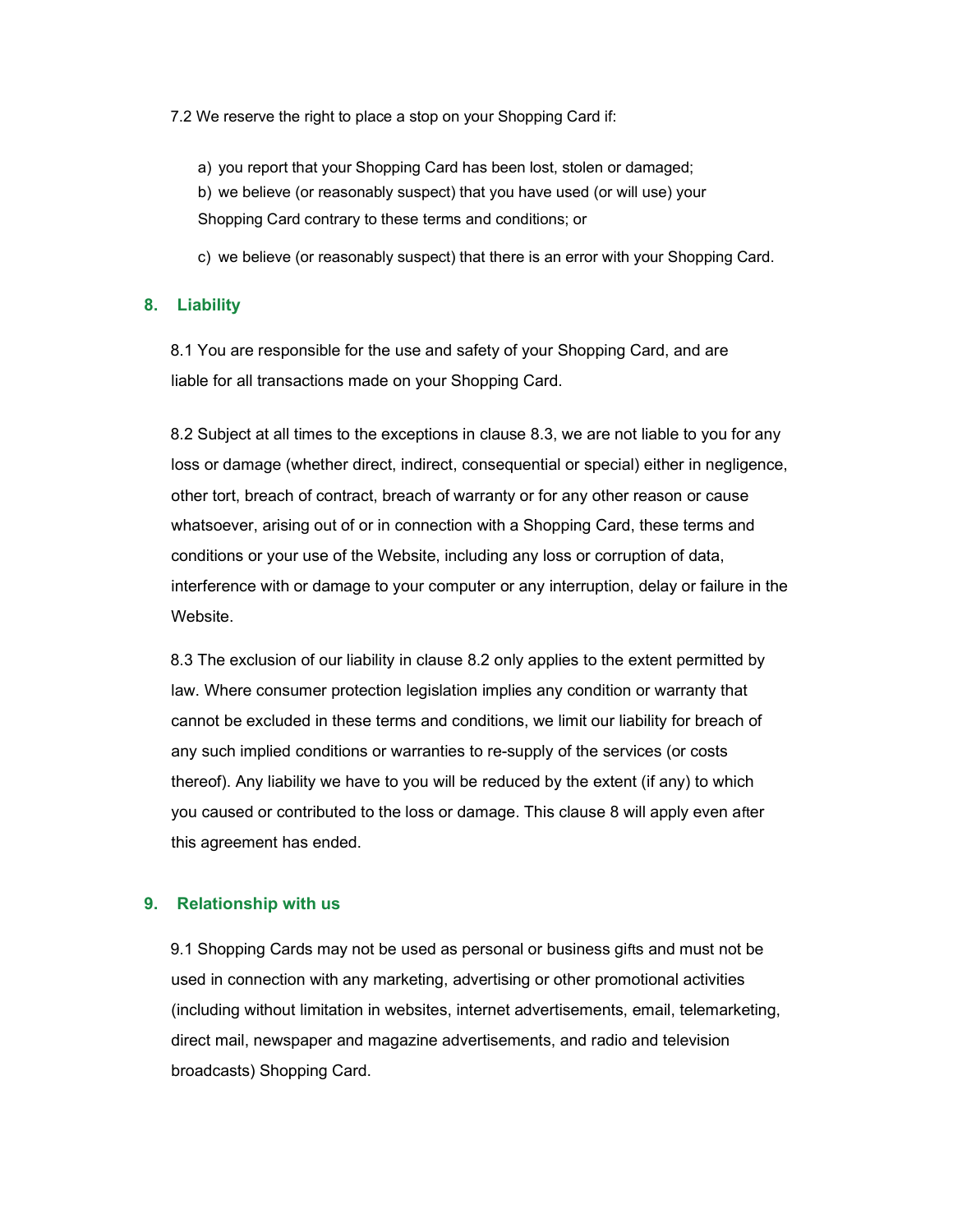7.2 We reserve the right to place a stop on your Shopping Card if:

a) you report that your Shopping Card has been lost, stolen or damaged;

b) we believe (or reasonably suspect) that you have used (or will use) your Shopping Card contrary to these terms and conditions; or

c) we believe (or reasonably suspect) that there is an error with your Shopping Card.

## 8. Liability

8.1 You are responsible for the use and safety of your Shopping Card, and are liable for all transactions made on your Shopping Card.

8.2 Subject at all times to the exceptions in clause 8.3, we are not liable to you for any loss or damage (whether direct, indirect, consequential or special) either in negligence, other tort, breach of contract, breach of warranty or for any other reason or cause whatsoever, arising out of or in connection with a Shopping Card, these terms and conditions or your use of the Website, including any loss or corruption of data, interference with or damage to your computer or any interruption, delay or failure in the Website.

8.3 The exclusion of our liability in clause 8.2 only applies to the extent permitted by law. Where consumer protection legislation implies any condition or warranty that cannot be excluded in these terms and conditions, we limit our liability for breach of any such implied conditions or warranties to re-supply of the services (or costs thereof). Any liability we have to you will be reduced by the extent (if any) to which you caused or contributed to the loss or damage. This clause 8 will apply even after this agreement has ended.

## 9. Relationship with us

9.1 Shopping Cards may not be used as personal or business gifts and must not be used in connection with any marketing, advertising or other promotional activities (including without limitation in websites, internet advertisements, email, telemarketing, direct mail, newspaper and magazine advertisements, and radio and television broadcasts) Shopping Card.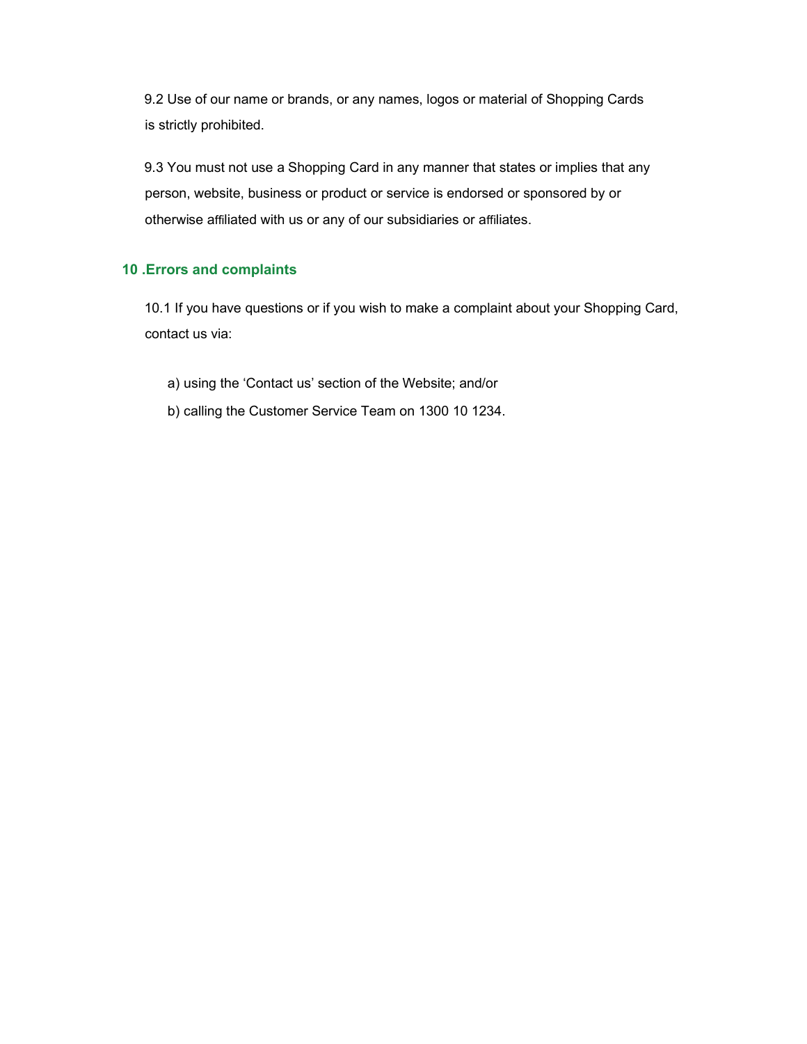9.2 Use of our name or brands, or any names, logos or material of Shopping Cards is strictly prohibited.

9.3 You must not use a Shopping Card in any manner that states or implies that any person, website, business or product or service is endorsed or sponsored by or otherwise affiliated with us or any of our subsidiaries or affiliates.

## 10 .Errors and complaints

10.1 If you have questions or if you wish to make a complaint about your Shopping Card, contact us via:

a) using the ‘Contact us’ section of the Website; and/or

b) calling the Customer Service Team on 1300 10 1234.